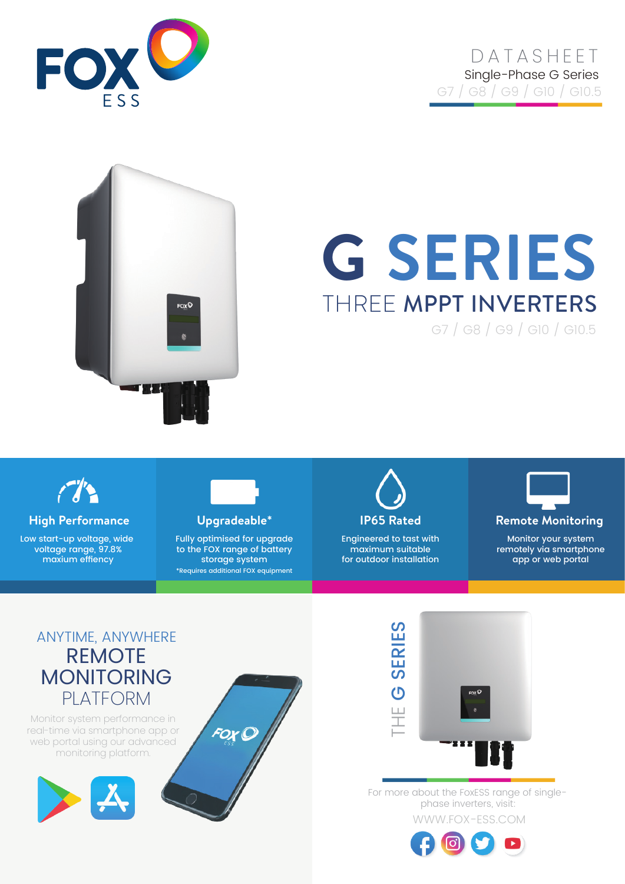FOX ESS

DATASHEET

Single-Phase G Series

G7 / G8 / G9 / G10 / G10.5

# G SERIES

## THREE MPPT INVERTERS

G7 / G8 / G9 / G10 / G10.5

### High Performance

Low start-up voltage, wide voltage range, 97.8% maxium effiency

### Upgradeable*

Fully optimised for upgrade to the FOX range of battery storage system

*Requires additional FOX equipment

### IP65 Rated

Engineered to tast with maximum suitable for outdoor installation

### Remote Monitoring

Monitor your system remotely via smartphone app or web portal

ANYTIME, ANYWHERE

## REMOTE MONITORING PLATFORM

Monitor system performance in real-time via smartphone app or web portal using our advanced monitoring platform.

THE G SERIES

For more about the FoxESS range of single-phase inverters, visit:

WWW.FOX-ESS.COM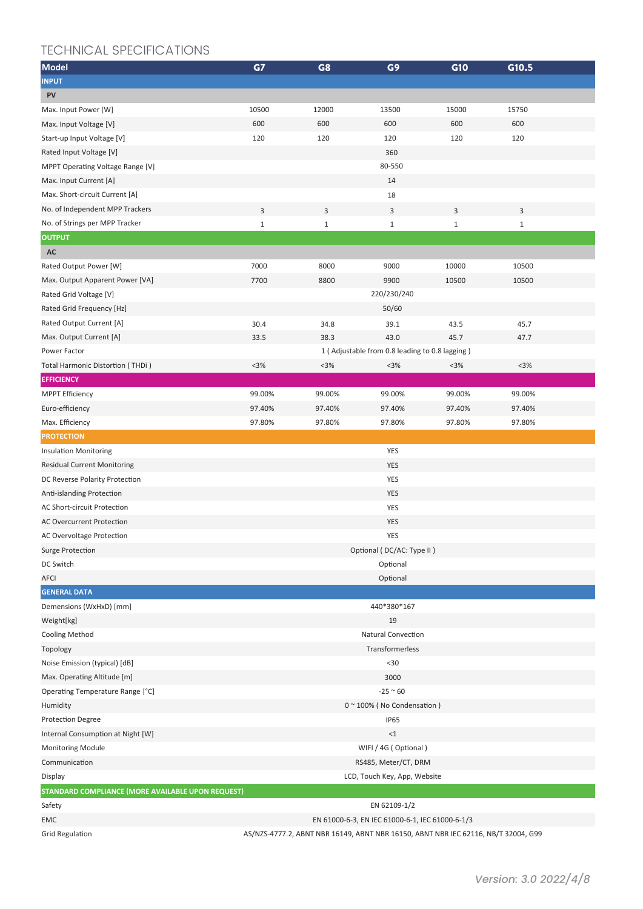## TECHNICAL SPECIFICATIONS

| Model | G7 | G8 | G9 | G10 | G10.5 |
|---|---|---|---|---|---|
| **INPUT** | | | | | |
| **PV** | | | | | |
| Max. Input Power [W] | 10500 | 12000 | 13500 | 15000 | 15750 |
| Max. Input Voltage [V] | 600 | 600 | 600 | 600 | 600 |
| Start-up Input Voltage [V] | 120 | 120 | 120 | 120 | 120 |
| Rated Input Voltage [V] | | | 360 | | |
| MPPT Operating Voltage Range [V] | | | 80-550 | | |
| Max. Input Current [A] | | | 14 | | |
| Max. Short-circuit Current [A] | | | 18 | | |
| No. of Independent MPP Trackers | 3 | 3 | 3 | 3 | 3 |
| No. of Strings per MPP Tracker | 1 | 1 | 1 | 1 | 1 |
| **OUTPUT** | | | | | |
| **AC** | | | | | |
| Rated Output Power [W] | 7000 | 8000 | 9000 | 10000 | 10500 |
| Max. Output Apparent Power [VA] | 7700 | 8800 | 9900 | 10500 | 10500 |
| Rated Grid Voltage [V] | | | 220/230/240 | | |
| Rated Grid Frequency [Hz] | | | 50/60 | | |
| Rated Output Current [A] | 30.4 | 34.8 | 39.1 | 43.5 | 45.7 |
| Max. Output Current [A] | 33.5 | 38.3 | 43.0 | 45.7 | 47.7 |
| Power Factor | | | 1 ( Adjustable from 0.8 leading to 0.8 lagging ) | | |
| Total Harmonic Distortion ( THDi ) | <3% | <3% | <3% | <3% | <3% |
| **EFFICIENCY** | | | | | |
| MPPT Efficiency | 99.00% | 99.00% | 99.00% | 99.00% | 99.00% |
| Euro-efficiency | 97.40% | 97.40% | 97.40% | 97.40% | 97.40% |
| Max. Efficiency | 97.80% | 97.80% | 97.80% | 97.80% | 97.80% |
| **PROTECTION** | | | | | |
| Insulation Monitoring | | | YES | | |
| Residual Current Monitoring | | | YES | | |
| DC Reverse Polarity Protection | | | YES | | |
| Anti-islanding Protection | | | YES | | |
| AC Short-circuit Protection | | | YES | | |
| AC Overcurrent Protection | | | YES | | |
| AC Overvoltage Protection | | | YES | | |
| Surge Protection | | | Optional ( DC/AC: Type II ) | | |
| DC Switch | | | Optional | | |
| AFCI | | | Optional | | |
| **GENERAL DATA** | | | | | |
| Demensions (WxHxD) [mm] | | | 440*380*167 | | |
| Weight[kg] | | | 19 | | |
| Cooling Method | | | Natural Convection | | |
| Topology | | | Transformerless | | |
| Noise Emission (typical) [dB] | | | <30 | | |
| Max. Operating Altitude [m] | | | 3000 | | |
| Operating Temperature Range [°C] | | | -25 ~ 60 | | |
| Humidity | | | 0 ~ 100% ( No Condensation ) | | |
| Protection Degree | | | IP65 | | |
| Internal Consumption at Night [W] | | | <1 | | |
| Monitoring Module | | | WIFI / 4G ( Optional ) | | |
| Communication | | | RS485, Meter/CT, DRM | | |
| Display | | | LCD, Touch Key, App, Website | | |
| **STANDARD COMPLIANCE (MORE AVAILABLE UPON REQUEST)** | | | | | |
| Safety | | | EN 62109-1/2 | | |
| EMC | | | EN 61000-6-3, EN IEC 61000-6-1, IEC 61000-6-1/3 | | |
| Grid Regulation | | | AS/NZS-4777.2, ABNT NBR 16149, ABNT NBR 16150, ABNT NBR IEC 62116, NB/T 32004, G99 | | |

*Version: 3.0 2022/4/8*